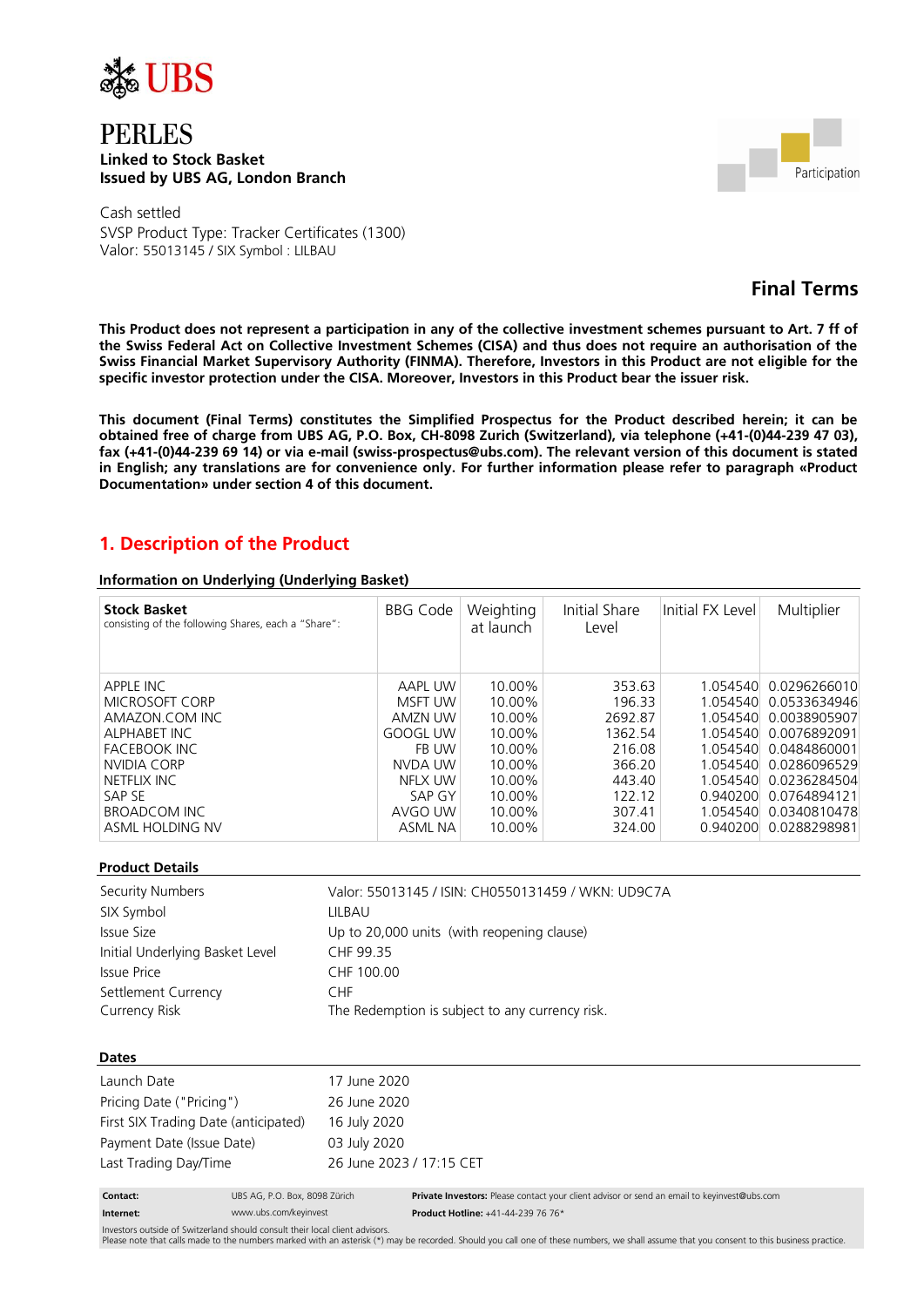UBS

# PERLES

**Linked to Stock Basket**
**Issued by UBS AG, London Branch**

Participation

Cash settled
SVSP Product Type: Tracker Certificates (1300)
Valor: 55013145 / SIX Symbol : LILBAU

## Final Terms

**This Product does not represent a participation in any of the collective investment schemes pursuant to Art. 7 ff of the Swiss Federal Act on Collective Investment Schemes (CISA) and thus does not require an authorisation of the Swiss Financial Market Supervisory Authority (FINMA). Therefore, Investors in this Product are not eligible for the specific investor protection under the CISA. Moreover, Investors in this Product bear the issuer risk.**

**This document (Final Terms) constitutes the Simplified Prospectus for the Product described herein; it can be obtained free of charge from UBS AG, P.O. Box, CH-8098 Zurich (Switzerland), via telephone (+41-(0)44-239 47 03), fax (+41-(0)44-239 69 14) or via e-mail (swiss-prospectus@ubs.com). The relevant version of this document is stated in English; any translations are for convenience only. For further information please refer to paragraph «Product Documentation» under section 4 of this document.**

## 1. Description of the Product

### Information on Underlying (Underlying Basket)

| **Stock Basket** consisting of the following Shares, each a "Share": | BBG Code | Weighting at launch | Initial Share Level | Initial FX Level | Multiplier |
|---|---|---|---|---|---|
| APPLE INC | AAPL UW | 10.00% | 353.63 | 1.054540 | 0.0296266010 |
| MICROSOFT CORP | MSFT UW | 10.00% | 196.33 | 1.054540 | 0.0533634946 |
| AMAZON.COM INC | AMZN UW | 10.00% | 2692.87 | 1.054540 | 0.0038905907 |
| ALPHABET INC | GOOGL UW | 10.00% | 1362.54 | 1.054540 | 0.0076892091 |
| FACEBOOK INC | FB UW | 10.00% | 216.08 | 1.054540 | 0.0484860001 |
| NVIDIA CORP | NVDA UW | 10.00% | 366.20 | 1.054540 | 0.0286096529 |
| NETFLIX INC | NFLX UW | 10.00% | 443.40 | 1.054540 | 0.0236284504 |
| SAP SE | SAP GY | 10.00% | 122.12 | 0.940200 | 0.0764894121 |
| BROADCOM INC | AVGO UW | 10.00% | 307.41 | 1.054540 | 0.0340810478 |
| ASML HOLDING NV | ASML NA | 10.00% | 324.00 | 0.940200 | 0.0288298981 |

### Product Details

| | |
|---|---|
| Security Numbers | Valor: 55013145 / ISIN: CH0550131459 / WKN: UD9C7A |
| SIX Symbol | LILBAU |
| Issue Size | Up to 20,000 units (with reopening clause) |
| Initial Underlying Basket Level | CHF 99.35 |
| Issue Price | CHF 100.00 |
| Settlement Currency | CHF |
| Currency Risk | The Redemption is subject to any currency risk. |

### Dates

| | |
|---|---|
| Launch Date | 17 June 2020 |
| Pricing Date ("Pricing") | 26 June 2020 |
| First SIX Trading Date (anticipated) | 16 July 2020 |
| Payment Date (Issue Date) | 03 July 2020 |
| Last Trading Day/Time | 26 June 2023 / 17:15 CET |

**Contact:** UBS AG, P.O. Box, 8098 Zürich
**Internet:** www.ubs.com/keyinvest
**Private Investors:** Please contact your client advisor or send an email to keyinvest@ubs.com
**Product Hotline:** +41-44-239 76 76*

Investors outside of Switzerland should consult their local client advisors.
Please note that calls made to the numbers marked with an asterisk (*) may be recorded. Should you call one of these numbers, we shall assume that you consent to this business practice.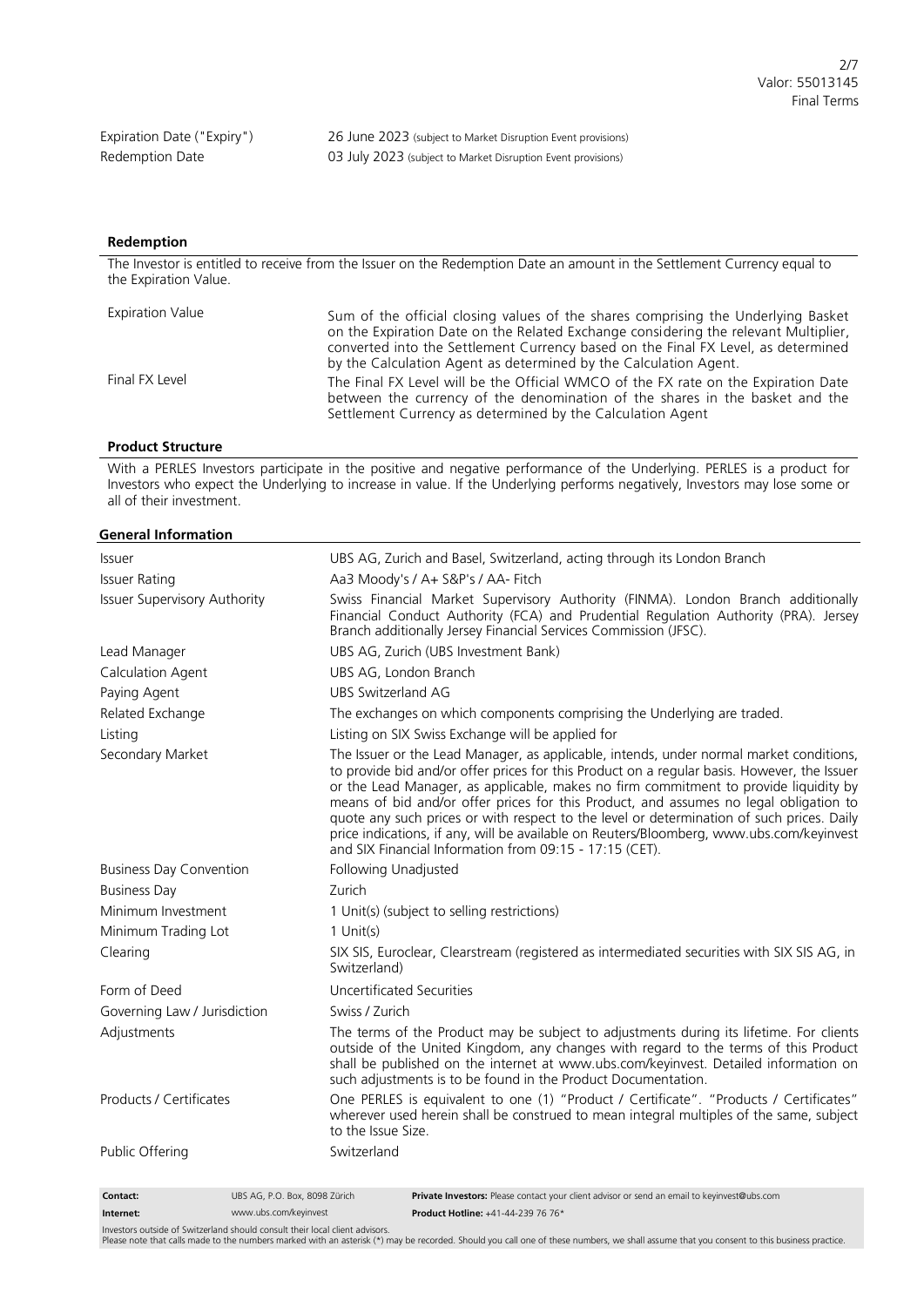| | |
|---|---|
| Expiration Date ("Expiry") | 26 June 2023 (subject to Market Disruption Event provisions) |
| Redemption Date | 03 July 2023 (subject to Market Disruption Event provisions) |

### Redemption

The Investor is entitled to receive from the Issuer on the Redemption Date an amount in the Settlement Currency equal to the Expiration Value.

| | |
|---|---|
| Expiration Value | Sum of the official closing values of the shares comprising the Underlying Basket on the Expiration Date on the Related Exchange considering the relevant Multiplier, converted into the Settlement Currency based on the Final FX Level, as determined by the Calculation Agent as determined by the Calculation Agent. |
| Final FX Level | The Final FX Level will be the Official WMCO of the FX rate on the Expiration Date between the currency of the denomination of the shares in the basket and the Settlement Currency as determined by the Calculation Agent |

### Product Structure

With a PERLES Investors participate in the positive and negative performance of the Underlying. PERLES is a product for Investors who expect the Underlying to increase in value. If the Underlying performs negatively, Investors may lose some or all of their investment.

### General Information

| | |
|---|---|
| Issuer | UBS AG, Zurich and Basel, Switzerland, acting through its London Branch |
| Issuer Rating | Aa3 Moody's / A+ S&P's / AA- Fitch |
| Issuer Supervisory Authority | Swiss Financial Market Supervisory Authority (FINMA). London Branch additionally Financial Conduct Authority (FCA) and Prudential Regulation Authority (PRA). Jersey Branch additionally Jersey Financial Services Commission (JFSC). |
| Lead Manager | UBS AG, Zurich (UBS Investment Bank) |
| Calculation Agent | UBS AG, London Branch |
| Paying Agent | UBS Switzerland AG |
| Related Exchange | The exchanges on which components comprising the Underlying are traded. |
| Listing | Listing on SIX Swiss Exchange will be applied for |
| Secondary Market | The Issuer or the Lead Manager, as applicable, intends, under normal market conditions, to provide bid and/or offer prices for this Product on a regular basis. However, the Issuer or the Lead Manager, as applicable, makes no firm commitment to provide liquidity by means of bid and/or offer prices for this Product, and assumes no legal obligation to quote any such prices or with respect to the level or determination of such prices. Daily price indications, if any, will be available on Reuters/Bloomberg, www.ubs.com/keyinvest and SIX Financial Information from 09:15 - 17:15 (CET). |
| Business Day Convention | Following Unadjusted |
| Business Day | Zurich |
| Minimum Investment | 1 Unit(s) (subject to selling restrictions) |
| Minimum Trading Lot | 1 Unit(s) |
| Clearing | SIX SIS, Euroclear, Clearstream (registered as intermediated securities with SIX SIS AG, in Switzerland) |
| Form of Deed | Uncertificated Securities |
| Governing Law / Jurisdiction | Swiss / Zurich |
| Adjustments | The terms of the Product may be subject to adjustments during its lifetime. For clients outside of the United Kingdom, any changes with regard to the terms of this Product shall be published on the internet at www.ubs.com/keyinvest. Detailed information on such adjustments is to be found in the Product Documentation. |
| Products / Certificates | One PERLES is equivalent to one (1) "Product / Certificate". "Products / Certificates" wherever used herein shall be construed to mean integral multiples of the same, subject to the Issue Size. |
| Public Offering | Switzerland |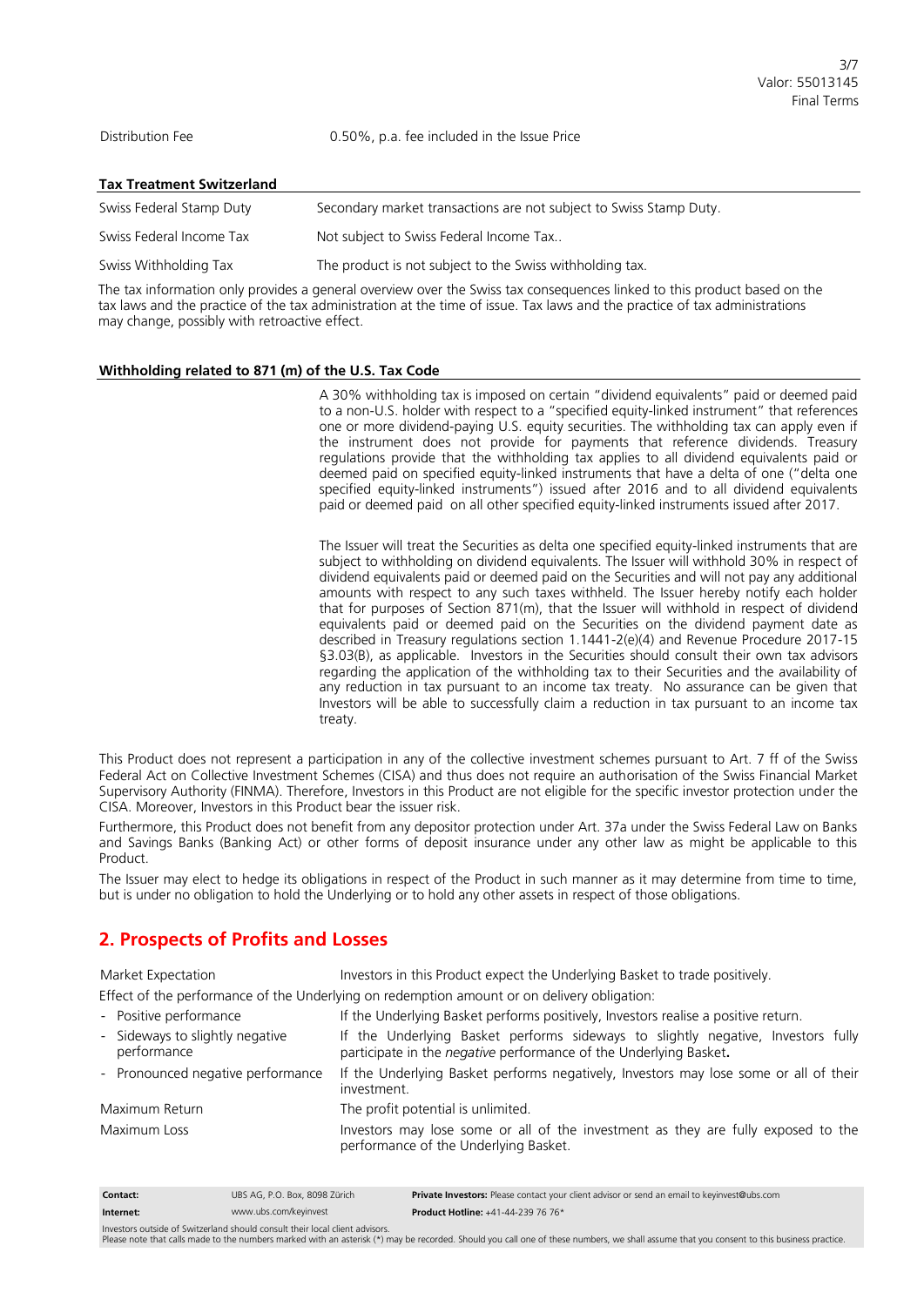| | |
|---|---|
| Distribution Fee | 0.50%, p.a. fee included in the Issue Price |

**Tax Treatment Switzerland**

| | |
|---|---|
| Swiss Federal Stamp Duty | Secondary market transactions are not subject to Swiss Stamp Duty. |
| Swiss Federal Income Tax | Not subject to Swiss Federal Income Tax.. |
| Swiss Withholding Tax | The product is not subject to the Swiss withholding tax. |

The tax information only provides a general overview over the Swiss tax consequences linked to this product based on the tax laws and the practice of the tax administration at the time of issue. Tax laws and the practice of tax administrations may change, possibly with retroactive effect.

**Withholding related to 871 (m) of the U.S. Tax Code**

A 30% withholding tax is imposed on certain "dividend equivalents" paid or deemed paid to a non-U.S. holder with respect to a "specified equity-linked instrument" that references one or more dividend-paying U.S. equity securities. The withholding tax can apply even if the instrument does not provide for payments that reference dividends. Treasury regulations provide that the withholding tax applies to all dividend equivalents paid or deemed paid on specified equity-linked instruments that have a delta of one ("delta one specified equity-linked instruments") issued after 2016 and to all dividend equivalents paid or deemed paid on all other specified equity-linked instruments issued after 2017.

The Issuer will treat the Securities as delta one specified equity-linked instruments that are subject to withholding on dividend equivalents. The Issuer will withhold 30% in respect of dividend equivalents paid or deemed paid on the Securities and will not pay any additional amounts with respect to any such taxes withheld. The Issuer hereby notify each holder that for purposes of Section 871(m), that the Issuer will withhold in respect of dividend equivalents paid or deemed paid on the Securities on the dividend payment date as described in Treasury regulations section 1.1441-2(e)(4) and Revenue Procedure 2017-15 §3.03(B), as applicable. Investors in the Securities should consult their own tax advisors regarding the application of the withholding tax to their Securities and the availability of any reduction in tax pursuant to an income tax treaty. No assurance can be given that Investors will be able to successfully claim a reduction in tax pursuant to an income tax treaty.

This Product does not represent a participation in any of the collective investment schemes pursuant to Art. 7 ff of the Swiss Federal Act on Collective Investment Schemes (CISA) and thus does not require an authorisation of the Swiss Financial Market Supervisory Authority (FINMA). Therefore, Investors in this Product are not eligible for the specific investor protection under the CISA. Moreover, Investors in this Product bear the issuer risk.

Furthermore, this Product does not benefit from any depositor protection under Art. 37a under the Swiss Federal Law on Banks and Savings Banks (Banking Act) or other forms of deposit insurance under any other law as might be applicable to this Product.

The Issuer may elect to hedge its obligations in respect of the Product in such manner as it may determine from time to time, but is under no obligation to hold the Underlying or to hold any other assets in respect of those obligations.

## 2. Prospects of Profits and Losses

| | |
|---|---|
| Market Expectation | Investors in this Product expect the Underlying Basket to trade positively. |

Effect of the performance of the Underlying on redemption amount or on delivery obligation:

| | |
|---|---|
| - Positive performance | If the Underlying Basket performs positively, Investors realise a positive return. |
| - Sideways to slightly negative performance | If the Underlying Basket performs sideways to slightly negative, Investors fully participate in the *negative* performance of the Underlying Basket**.** |
| - Pronounced negative performance | If the Underlying Basket performs negatively, Investors may lose some or all of their investment. |
| Maximum Return | The profit potential is unlimited. |
| Maximum Loss | Investors may lose some or all of the investment as they are fully exposed to the performance of the Underlying Basket. |

| | | |
|---|---|---|
| **Contact:** | UBS AG, P.O. Box, 8098 Zürich | **Private Investors:** Please contact your client advisor or send an email to keyinvest@ubs.com |
| **Internet:** | www.ubs.com/keyinvest | **Product Hotline:** +41-44-239 76 76* |

Investors outside of Switzerland should consult their local client advisors.
Please note that calls made to the numbers marked with an asterisk (*) may be recorded. Should you call one of these numbers, we shall assume that you consent to this business practice.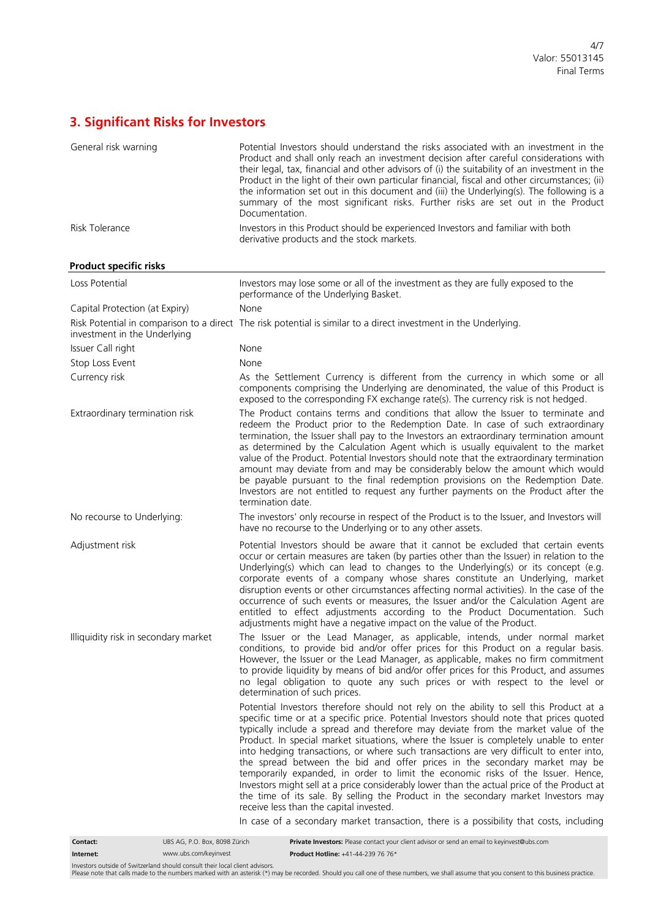## 3. Significant Risks for Investors

| | |
|---|---|
| General risk warning | Potential Investors should understand the risks associated with an investment in the Product and shall only reach an investment decision after careful considerations with their legal, tax, financial and other advisors of (i) the suitability of an investment in the Product in the light of their own particular financial, fiscal and other circumstances; (ii) the information set out in this document and (iii) the Underlying(s). The following is a summary of the most significant risks. Further risks are set out in the Product Documentation. |
| Risk Tolerance | Investors in this Product should be experienced Investors and familiar with both derivative products and the stock markets. |

**Product specific risks**

| | |
|---|---|
| Loss Potential | Investors may lose some or all of the investment as they are fully exposed to the performance of the Underlying Basket. |
| Capital Protection (at Expiry) | None |
| Risk Potential in comparison to a direct investment in the Underlying | The risk potential is similar to a direct investment in the Underlying. |
| Issuer Call right | None |
| Stop Loss Event | None |
| Currency risk | As the Settlement Currency is different from the currency in which some or all components comprising the Underlying are denominated, the value of this Product is exposed to the corresponding FX exchange rate(s). The currency risk is not hedged. |
| Extraordinary termination risk | The Product contains terms and conditions that allow the Issuer to terminate and redeem the Product prior to the Redemption Date. In case of such extraordinary termination, the Issuer shall pay to the Investors an extraordinary termination amount as determined by the Calculation Agent which is usually equivalent to the market value of the Product. Potential Investors should note that the extraordinary termination amount may deviate from and may be considerably below the amount which would be payable pursuant to the final redemption provisions on the Redemption Date. Investors are not entitled to request any further payments on the Product after the termination date. |
| No recourse to Underlying: | The investors' only recourse in respect of the Product is to the Issuer, and Investors will have no recourse to the Underlying or to any other assets. |
| Adjustment risk | Potential Investors should be aware that it cannot be excluded that certain events occur or certain measures are taken (by parties other than the Issuer) in relation to the Underlying(s) which can lead to changes to the Underlying(s) or its concept (e.g. corporate events of a company whose shares constitute an Underlying, market disruption events or other circumstances affecting normal activities). In the case of the occurrence of such events or measures, the Issuer and/or the Calculation Agent are entitled to effect adjustments according to the Product Documentation. Such adjustments might have a negative impact on the value of the Product. |
| Illiquidity risk in secondary market | The Issuer or the Lead Manager, as applicable, intends, under normal market conditions, to provide bid and/or offer prices for this Product on a regular basis. However, the Issuer or the Lead Manager, as applicable, makes no firm commitment to provide liquidity by means of bid and/or offer prices for this Product, and assumes no legal obligation to quote any such prices or with respect to the level or determination of such prices.<br><br>Potential Investors therefore should not rely on the ability to sell this Product at a specific time or at a specific price. Potential Investors should note that prices quoted typically include a spread and therefore may deviate from the market value of the Product. In special market situations, where the Issuer is completely unable to enter into hedging transactions, or where such transactions are very difficult to enter into, the spread between the bid and offer prices in the secondary market may be temporarily expanded, in order to limit the economic risks of the Issuer. Hence, Investors might sell at a price considerably lower than the actual price of the Product at the time of its sale. By selling the Product in the secondary market Investors may receive less than the capital invested.<br><br>In case of a secondary market transaction, there is a possibility that costs, including |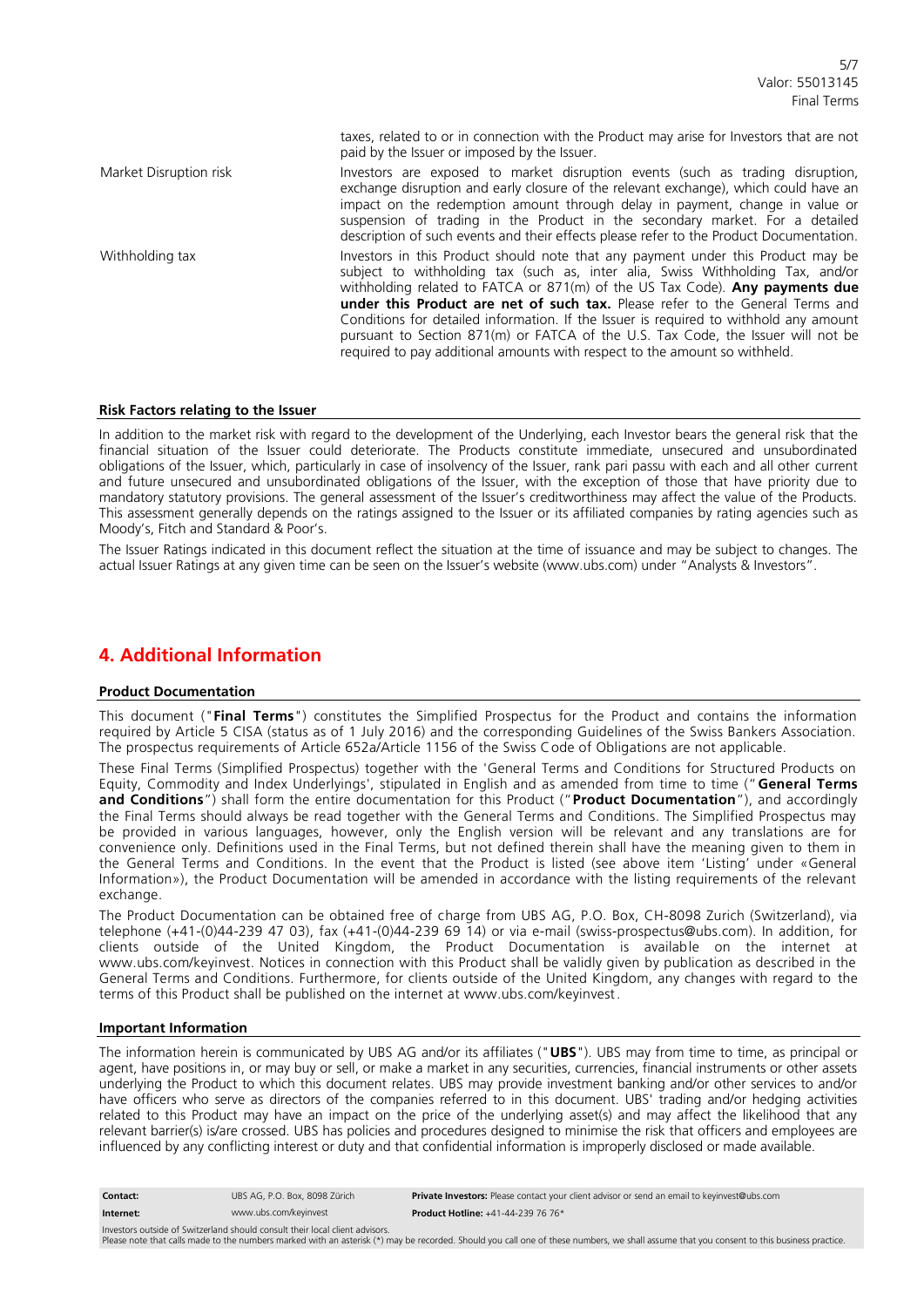| | |
|---|---|
| | taxes, related to or in connection with the Product may arise for Investors that are not paid by the Issuer or imposed by the Issuer. |
| Market Disruption risk | Investors are exposed to market disruption events (such as trading disruption, exchange disruption and early closure of the relevant exchange), which could have an impact on the redemption amount through delay in payment, change in value or suspension of trading in the Product in the secondary market. For a detailed description of such events and their effects please refer to the Product Documentation. |
| Withholding tax | Investors in this Product should note that any payment under this Product may be subject to withholding tax (such as, inter alia, Swiss Withholding Tax, and/or withholding related to FATCA or 871(m) of the US Tax Code). **Any payments due under this Product are net of such tax.** Please refer to the General Terms and Conditions for detailed information. If the Issuer is required to withhold any amount pursuant to Section 871(m) or FATCA of the U.S. Tax Code, the Issuer will not be required to pay additional amounts with respect to the amount so withheld. |

**Risk Factors relating to the Issuer**

In addition to the market risk with regard to the development of the Underlying, each Investor bears the general risk that the financial situation of the Issuer could deteriorate. The Products constitute immediate, unsecured and unsubordinated obligations of the Issuer, which, particularly in case of insolvency of the Issuer, rank pari passu with each and all other current and future unsecured and unsubordinated obligations of the Issuer, with the exception of those that have priority due to mandatory statutory provisions. The general assessment of the Issuer's creditworthiness may affect the value of the Products. This assessment generally depends on the ratings assigned to the Issuer or its affiliated companies by rating agencies such as Moody's, Fitch and Standard & Poor's.

The Issuer Ratings indicated in this document reflect the situation at the time of issuance and may be subject to changes. The actual Issuer Ratings at any given time can be seen on the Issuer's website (www.ubs.com) under "Analysts & Investors".

## 4. Additional Information

**Product Documentation**

This document ("**Final Terms**") constitutes the Simplified Prospectus for the Product and contains the information required by Article 5 CISA (status as of 1 July 2016) and the corresponding Guidelines of the Swiss Bankers Association. The prospectus requirements of Article 652a/Article 1156 of the Swiss Code of Obligations are not applicable.

These Final Terms (Simplified Prospectus) together with the 'General Terms and Conditions for Structured Products on Equity, Commodity and Index Underlyings', stipulated in English and as amended from time to time ("**General Terms and Conditions**") shall form the entire documentation for this Product ("**Product Documentation**"), and accordingly the Final Terms should always be read together with the General Terms and Conditions. The Simplified Prospectus may be provided in various languages, however, only the English version will be relevant and any translations are for convenience only. Definitions used in the Final Terms, but not defined therein shall have the meaning given to them in the General Terms and Conditions. In the event that the Product is listed (see above item 'Listing' under «General Information»), the Product Documentation will be amended in accordance with the listing requirements of the relevant exchange.

The Product Documentation can be obtained free of charge from UBS AG, P.O. Box, CH-8098 Zurich (Switzerland), via telephone (+41-(0)44-239 47 03), fax (+41-(0)44-239 69 14) or via e-mail (swiss-prospectus@ubs.com). In addition, for clients outside of the United Kingdom, the Product Documentation is available on the internet at www.ubs.com/keyinvest. Notices in connection with this Product shall be validly given by publication as described in the General Terms and Conditions. Furthermore, for clients outside of the United Kingdom, any changes with regard to the terms of this Product shall be published on the internet at www.ubs.com/keyinvest.

**Important Information**

The information herein is communicated by UBS AG and/or its affiliates ("**UBS**"). UBS may from time to time, as principal or agent, have positions in, or may buy or sell, or make a market in any securities, currencies, financial instruments or other assets underlying the Product to which this document relates. UBS may provide investment banking and/or other services to and/or have officers who serve as directors of the companies referred to in this document. UBS' trading and/or hedging activities related to this Product may have an impact on the price of the underlying asset(s) and may affect the likelihood that any relevant barrier(s) is/are crossed. UBS has policies and procedures designed to minimise the risk that officers and employees are influenced by any conflicting interest or duty and that confidential information is improperly disclosed or made available.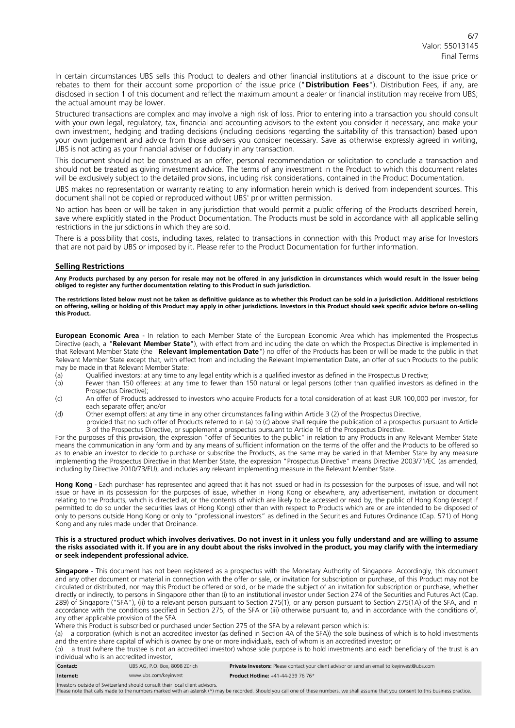In certain circumstances UBS sells this Product to dealers and other financial institutions at a discount to the issue price or rebates to them for their account some proportion of the issue price ("**Distribution Fees**"). Distribution Fees, if any, are disclosed in section 1 of this document and reflect the maximum amount a dealer or financial institution may receive from UBS; the actual amount may be lower.

Structured transactions are complex and may involve a high risk of loss. Prior to entering into a transaction you should consult with your own legal, regulatory, tax, financial and accounting advisors to the extent you consider it necessary, and make your own investment, hedging and trading decisions (including decisions regarding the suitability of this transaction) based upon your own judgement and advice from those advisers you consider necessary. Save as otherwise expressly agreed in writing, UBS is not acting as your financial adviser or fiduciary in any transaction.

This document should not be construed as an offer, personal recommendation or solicitation to conclude a transaction and should not be treated as giving investment advice. The terms of any investment in the Product to which this document relates will be exclusively subject to the detailed provisions, including risk considerations, contained in the Product Documentation.

UBS makes no representation or warranty relating to any information herein which is derived from independent sources. This document shall not be copied or reproduced without UBS' prior written permission.

No action has been or will be taken in any jurisdiction that would permit a public offering of the Products described herein, save where explicitly stated in the Product Documentation. The Products must be sold in accordance with all applicable selling restrictions in the jurisdictions in which they are sold.

There is a possibility that costs, including taxes, related to transactions in connection with this Product may arise for Investors that are not paid by UBS or imposed by it. Please refer to the Product Documentation for further information.

## Selling Restrictions

**Any Products purchased by any person for resale may not be offered in any jurisdiction in circumstances which would result in the Issuer being obliged to register any further documentation relating to this Product in such jurisdiction.**

**The restrictions listed below must not be taken as definitive guidance as to whether this Product can be sold in a jurisdiction. Additional restrictions on offering, selling or holding of this Product may apply in other jurisdictions. Investors in this Product should seek specific advice before on-selling this Product.**

**European Economic Area** - In relation to each Member State of the European Economic Area which has implemented the Prospectus Directive (each, a "**Relevant Member State**"), with effect from and including the date on which the Prospectus Directive is implemented in that Relevant Member State (the "**Relevant Implementation Date**") no offer of the Products has been or will be made to the public in that Relevant Member State except that, with effect from and including the Relevant Implementation Date, an offer of such Products to the public may be made in that Relevant Member State:

(a) Qualified investors: at any time to any legal entity which is a qualified investor as defined in the Prospectus Directive;

(b) Fewer than 150 offerees: at any time to fewer than 150 natural or legal persons (other than qualified investors as defined in the Prospectus Directive);

(c) An offer of Products addressed to investors who acquire Products for a total consideration of at least EUR 100,000 per investor, for each separate offer; and/or

(d) Other exempt offers: at any time in any other circumstances falling within Article 3 (2) of the Prospectus Directive,

provided that no such offer of Products referred to in (a) to (c) above shall require the publication of a prospectus pursuant to Article 3 of the Prospectus Directive, or supplement a prospectus pursuant to Article 16 of the Prospectus Directive.

For the purposes of this provision, the expression "offer of Securities to the public" in relation to any Products in any Relevant Member State means the communication in any form and by any means of sufficient information on the terms of the offer and the Products to be offered so as to enable an investor to decide to purchase or subscribe the Products, as the same may be varied in that Member State by any measure implementing the Prospectus Directive in that Member State, the expression "Prospectus Directive" means Directive 2003/71/EC (as amended, including by Directive 2010/73/EU), and includes any relevant implementing measure in the Relevant Member State.

**Hong Kong** - Each purchaser has represented and agreed that it has not issued or had in its possession for the purposes of issue, and will not issue or have in its possession for the purposes of issue, whether in Hong Kong or elsewhere, any advertisement, invitation or document relating to the Products, which is directed at, or the contents of which are likely to be accessed or read by, the public of Hong Kong (except if permitted to do so under the securities laws of Hong Kong) other than with respect to Products which are or are intended to be disposed of only to persons outside Hong Kong or only to "professional investors" as defined in the Securities and Futures Ordinance (Cap. 571) of Hong Kong and any rules made under that Ordinance.

**This is a structured product which involves derivatives. Do not invest in it unless you fully understand and are willing to assume the risks associated with it. If you are in any doubt about the risks involved in the product, you may clarify with the intermediary or seek independent professional advice.**

**Singapore** - This document has not been registered as a prospectus with the Monetary Authority of Singapore. Accordingly, this document and any other document or material in connection with the offer or sale, or invitation for subscription or purchase, of this Product may not be circulated or distributed, nor may this Product be offered or sold, or be made the subject of an invitation for subscription or purchase, whether directly or indirectly, to persons in Singapore other than (i) to an institutional investor under Section 274 of the Securities and Futures Act (Cap. 289) of Singapore ("SFA"), (ii) to a relevant person pursuant to Section 275(1), or any person pursuant to Section 275(1A) of the SFA, and in accordance with the conditions specified in Section 275, of the SFA or (iii) otherwise pursuant to, and in accordance with the conditions of, any other applicable provision of the SFA.

Where this Product is subscribed or purchased under Section 275 of the SFA by a relevant person which is:

(a) a corporation (which is not an accredited investor (as defined in Section 4A of the SFA)) the sole business of which is to hold investments and the entire share capital of which is owned by one or more individuals, each of whom is an accredited investor; or

(b) a trust (where the trustee is not an accredited investor) whose sole purpose is to hold investments and each beneficiary of the trust is an individual who is an accredited investor,

| | | | |
|---|---|---|---|
| **Contact:** | UBS AG, P.O. Box, 8098 Zürich | **Private Investors:** Please contact your client advisor or send an email to keyinvest@ubs.com | |
| **Internet:** | www.ubs.com/keyinvest | **Product Hotline:** +41-44-239 76 76* | |

Investors outside of Switzerland should consult their local client advisors.
Please note that calls made to the numbers marked with an asterisk (*) may be recorded. Should you call one of these numbers, we shall assume that you consent to this business practice.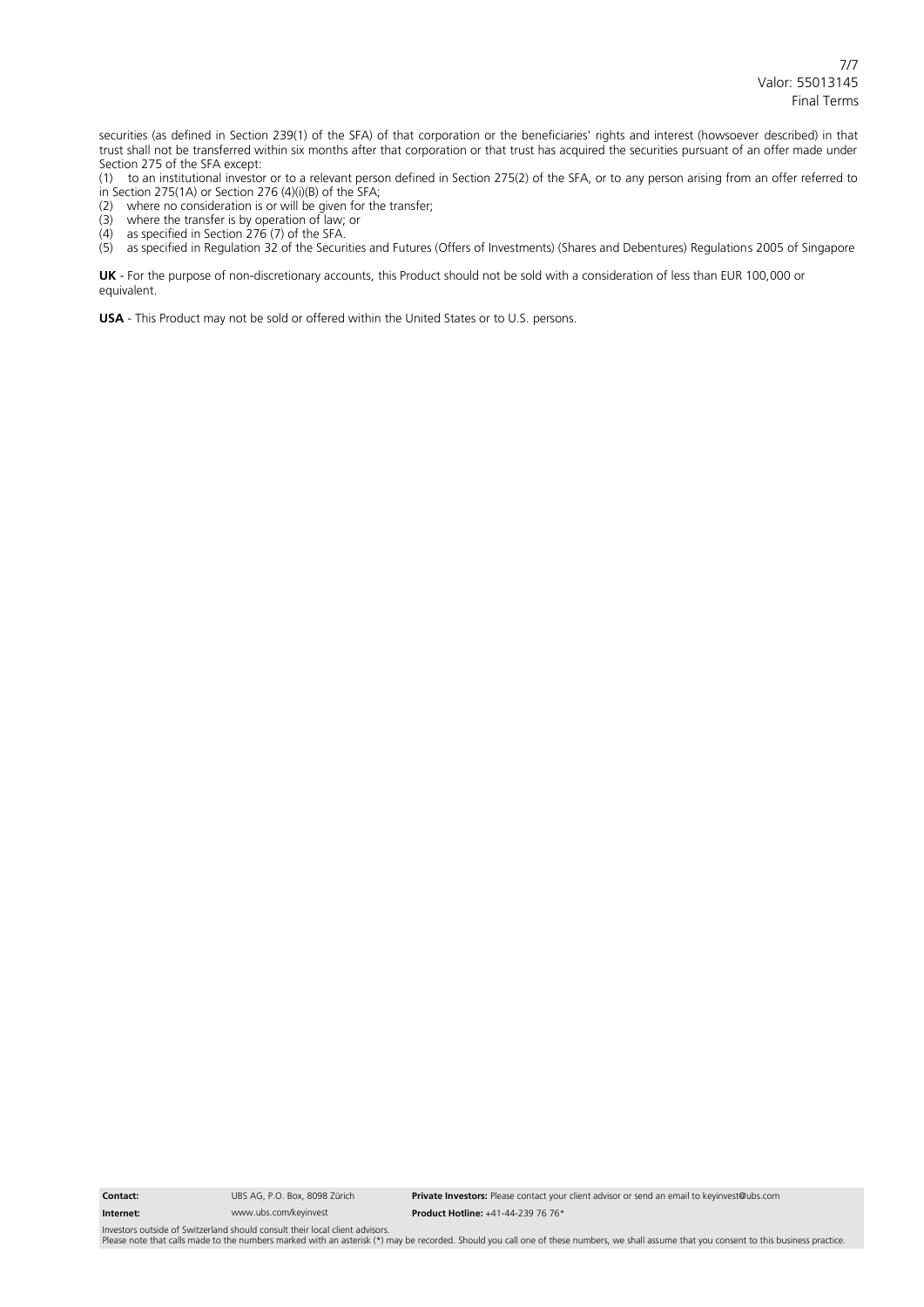securities (as defined in Section 239(1) of the SFA) of that corporation or the beneficiaries' rights and interest (howsoever described) in that trust shall not be transferred within six months after that corporation or that trust has acquired the securities pursuant of an offer made under Section 275 of the SFA except:

(1) to an institutional investor or to a relevant person defined in Section 275(2) of the SFA, or to any person arising from an offer referred to in Section 275(1A) or Section 276 (4)(i)(B) of the SFA;
(2) where no consideration is or will be given for the transfer;
(3) where the transfer is by operation of law; or
(4) as specified in Section 276 (7) of the SFA.
(5) as specified in Regulation 32 of the Securities and Futures (Offers of Investments) (Shares and Debentures) Regulations 2005 of Singapore

**UK** - For the purpose of non-discretionary accounts, this Product should not be sold with a consideration of less than EUR 100,000 or equivalent.

**USA** - This Product may not be sold or offered within the United States or to U.S. persons.

| | | |
|---|---|---|
| **Contact:** | UBS AG, P.O. Box, 8098 Zürich | **Private Investors:** Please contact your client advisor or send an email to keyinvest@ubs.com |
| **Internet:** | www.ubs.com/keyinvest | **Product Hotline:** +41-44-239 76 76* |

Investors outside of Switzerland should consult their local client advisors.
Please note that calls made to the numbers marked with an asterisk (*) may be recorded. Should you call one of these numbers, we shall assume that you consent to this business practice.